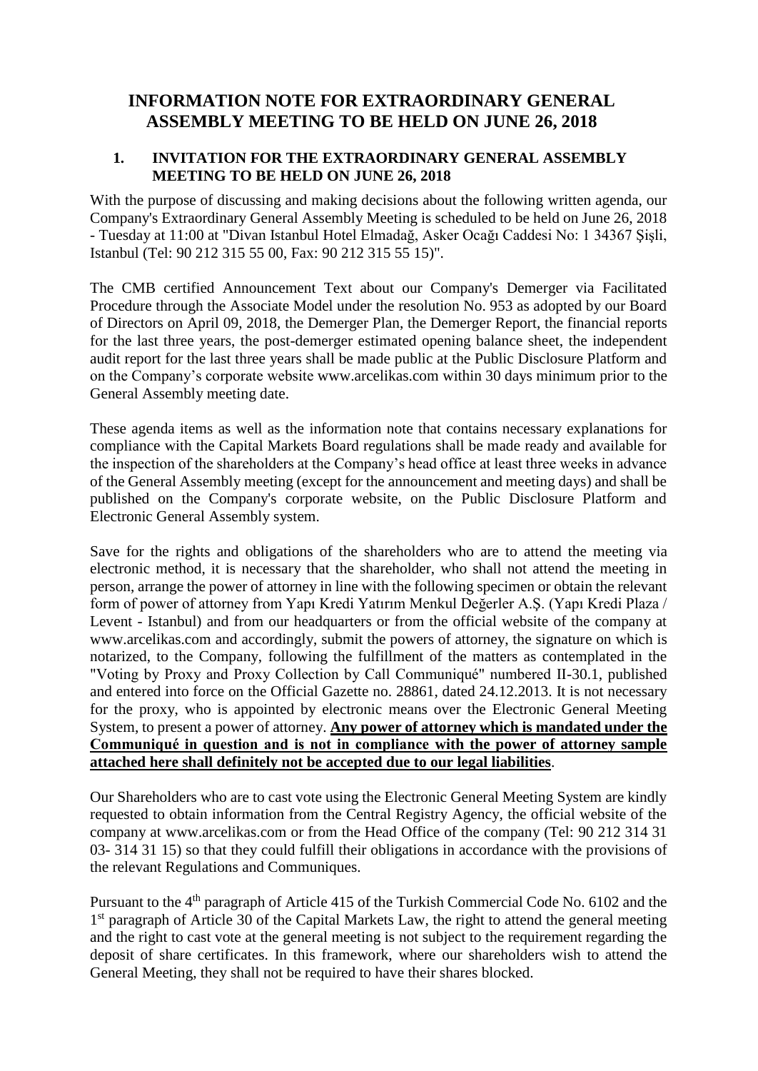# INFORMATION NOTE FOR EXTRAORDINARY GENERAL ASSEMBLY MEETING TO BE HELD ON JUNE 26, 2018

## 1. INVITATION FOR THE EXTRAORDINARY GENERAL ASSEMBLY MEETING TO BE HELD ON JUNE 26, 2018

With the purpose of discussing and making decisions about the following written agenda, our Company's Extraordinary General Assembly Meeting is scheduled to be held on June 26, 2018 - Tuesday at 11:00 at "Divan Istanbul Hotel Elmadağ, Asker Ocağı Caddesi No: 1 34367 Şişli, Istanbul (Tel: 90 212 315 55 00, Fax: 90 212 315 55 15)".

The CMB certified Announcement Text about our Company's Demerger via Facilitated Procedure through the Associate Model under the resolution No. 953 as adopted by our Board of Directors on April 09, 2018, the Demerger Plan, the Demerger Report, the financial reports for the last three years, the post-demerger estimated opening balance sheet, the independent audit report for the last three years shall be made public at the Public Disclosure Platform and on the Company's corporate website www.arcelikas.com within 30 days minimum prior to the General Assembly meeting date.

These agenda items as well as the information note that contains necessary explanations for compliance with the Capital Markets Board regulations shall be made ready and available for the inspection of the shareholders at the Company's head office at least three weeks in advance of the General Assembly meeting (except for the announcement and meeting days) and shall be published on the Company's corporate website, on the Public Disclosure Platform and Electronic General Assembly system.

Save for the rights and obligations of the shareholders who are to attend the meeting via electronic method, it is necessary that the shareholder, who shall not attend the meeting in person, arrange the power of attorney in line with the following specimen or obtain the relevant form of power of attorney from Yapı Kredi Yatırım Menkul Değerler A.Ş. (Yapı Kredi Plaza / Levent - Istanbul) and from our headquarters or from the official website of the company at www.arcelikas.com and accordingly, submit the powers of attorney, the signature on which is notarized, to the Company, following the fulfillment of the matters as contemplated in the "Voting by Proxy and Proxy Collection by Call Communiqué" numbered II-30.1, published and entered into force on the Official Gazette no. 28861, dated 24.12.2013. It is not necessary for the proxy, who is appointed by electronic means over the Electronic General Meeting System, to present a power of attorney. **Any power of attorney which is mandated under the Communiqué in question and is not in compliance with the power of attorney sample attached here shall definitely not be accepted due to our legal liabilities**.

Our Shareholders who are to cast vote using the Electronic General Meeting System are kindly requested to obtain information from the Central Registry Agency, the official website of the company at www.arcelikas.com or from the Head Office of the company (Tel: 90 212 314 31 03- 314 31 15) so that they could fulfill their obligations in accordance with the provisions of the relevant Regulations and Communiques.

Pursuant to the 4th paragraph of Article 415 of the Turkish Commercial Code No. 6102 and the 1st paragraph of Article 30 of the Capital Markets Law, the right to attend the general meeting and the right to cast vote at the general meeting is not subject to the requirement regarding the deposit of share certificates. In this framework, where our shareholders wish to attend the General Meeting, they shall not be required to have their shares blocked.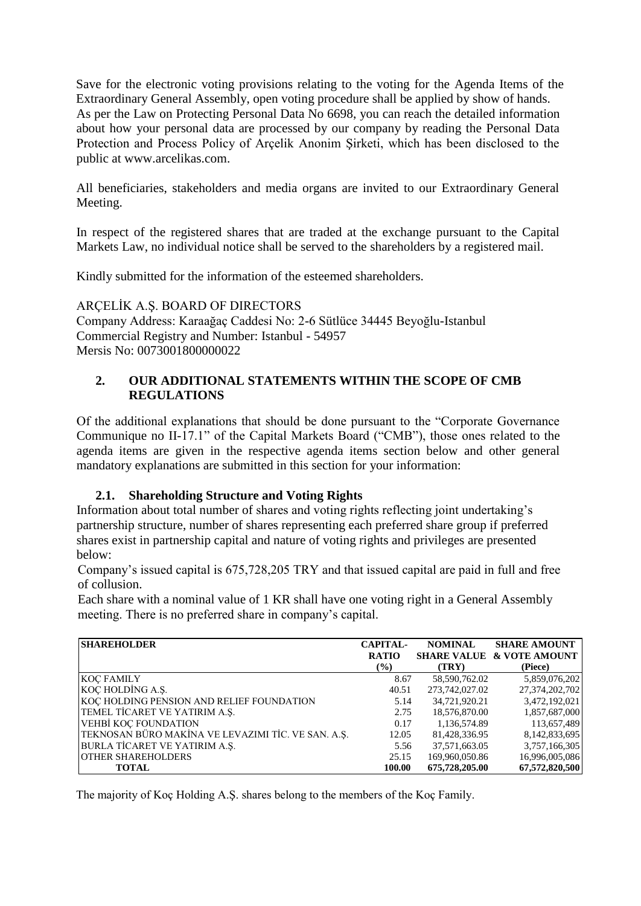Save for the electronic voting provisions relating to the voting for the Agenda Items of the Extraordinary General Assembly, open voting procedure shall be applied by show of hands. As per the Law on Protecting Personal Data No 6698, you can reach the detailed information about how your personal data are processed by our company by reading the Personal Data Protection and Process Policy of Arçelik Anonim Şirketi, which has been disclosed to the public at www.arcelikas.com.

All beneficiaries, stakeholders and media organs are invited to our Extraordinary General Meeting.

In respect of the registered shares that are traded at the exchange pursuant to the Capital Markets Law, no individual notice shall be served to the shareholders by a registered mail.

Kindly submitted for the information of the esteemed shareholders.

ARÇELİK A.Ş. BOARD OF DIRECTORS
Company Address: Karaağaç Caddesi No: 2-6 Sütlüce 34445 Beyoğlu-Istanbul
Commercial Registry and Number: Istanbul - 54957
Mersis No: 0073001800000022

## 2. OUR ADDITIONAL STATEMENTS WITHIN THE SCOPE OF CMB REGULATIONS

Of the additional explanations that should be done pursuant to the "Corporate Governance Communique no II-17.1" of the Capital Markets Board ("CMB"), those ones related to the agenda items are given in the respective agenda items section below and other general mandatory explanations are submitted in this section for your information:

### 2.1. Shareholding Structure and Voting Rights

Information about total number of shares and voting rights reflecting joint undertaking's partnership structure, number of shares representing each preferred share group if preferred shares exist in partnership capital and nature of voting rights and privileges are presented below:

Company's issued capital is 675,728,205 TRY and that issued capital are paid in full and free of collusion.

Each share with a nominal value of 1 KR shall have one voting right in a General Assembly meeting. There is no preferred share in company's capital.

| SHAREHOLDER | CAPITAL-RATIO (%) | NOMINAL SHARE VALUE (TRY) | SHARE AMOUNT & VOTE AMOUNT (Piece) |
|---|---|---|---|
| KOÇ FAMILY | 8.67 | 58,590,762.02 | 5,859,076,202 |
| KOÇ HOLDİNG A.Ş. | 40.51 | 273,742,027.02 | 27,374,202,702 |
| KOÇ HOLDING PENSION AND RELIEF FOUNDATION | 5.14 | 34,721,920.21 | 3,472,192,021 |
| TEMEL TİCARET VE YATIRIM A.Ş. | 2.75 | 18,576,870.00 | 1,857,687,000 |
| VEHBİ KOÇ FOUNDATION | 0.17 | 1,136,574.89 | 113,657,489 |
| TEKNOSAN BÜRO MAKİNA VE LEVAZIMI TİC. VE SAN. A.Ş. | 12.05 | 81,428,336.95 | 8,142,833,695 |
| BURLA TİCARET VE YATIRIM A.Ş. | 5.56 | 37,571,663.05 | 3,757,166,305 |
| OTHER SHAREHOLDERS | 25.15 | 169,960,050.86 | 16,996,005,086 |
| **TOTAL** | **100.00** | **675,728,205.00** | **67,572,820,500** |

The majority of Koç Holding A.Ş. shares belong to the members of the Koç Family.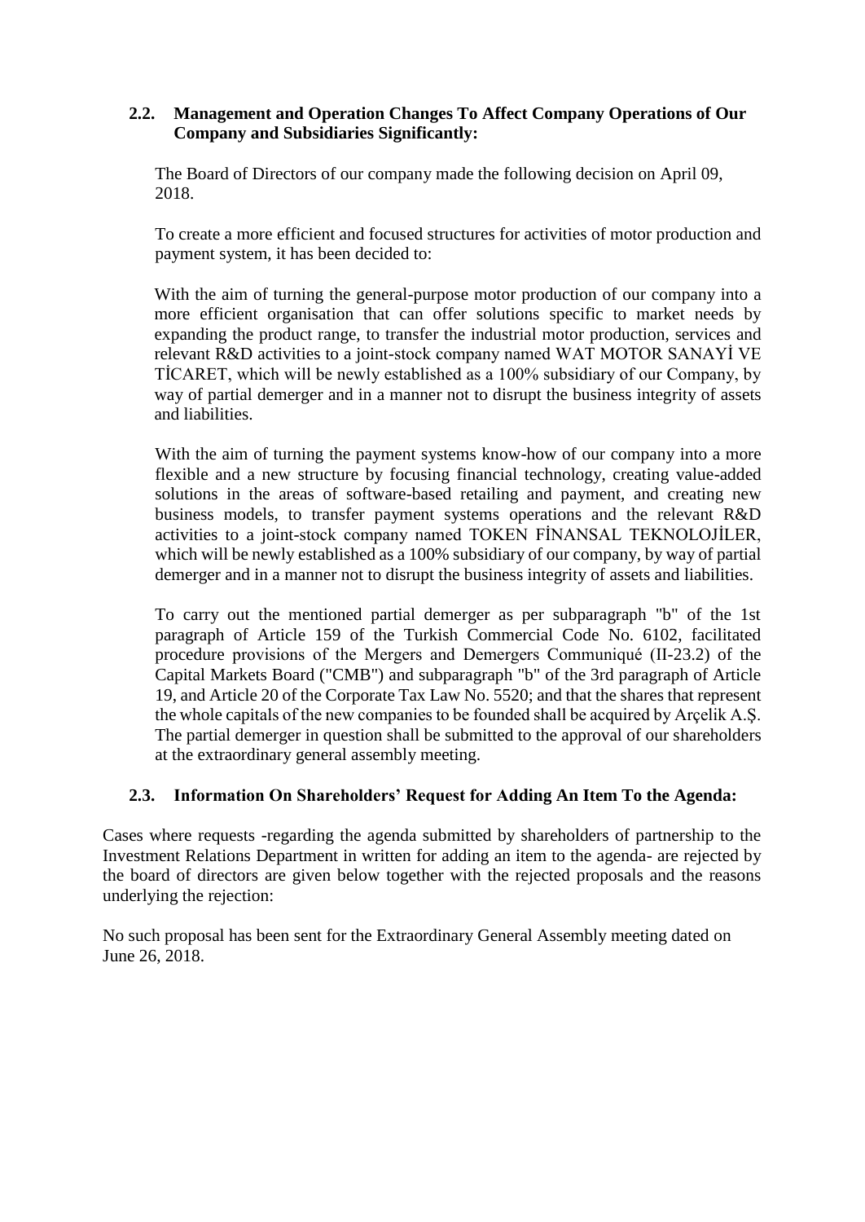### 2.2. Management and Operation Changes To Affect Company Operations of Our Company and Subsidiaries Significantly:

The Board of Directors of our company made the following decision on April 09, 2018.

To create a more efficient and focused structures for activities of motor production and payment system, it has been decided to:

With the aim of turning the general-purpose motor production of our company into a more efficient organisation that can offer solutions specific to market needs by expanding the product range, to transfer the industrial motor production, services and relevant R&D activities to a joint-stock company named WAT MOTOR SANAYİ VE TİCARET, which will be newly established as a 100% subsidiary of our Company, by way of partial demerger and in a manner not to disrupt the business integrity of assets and liabilities.

With the aim of turning the payment systems know-how of our company into a more flexible and a new structure by focusing financial technology, creating value-added solutions in the areas of software-based retailing and payment, and creating new business models, to transfer payment systems operations and the relevant R&D activities to a joint-stock company named TOKEN FİNANSAL TEKNOLOJİLER, which will be newly established as a 100% subsidiary of our company, by way of partial demerger and in a manner not to disrupt the business integrity of assets and liabilities.

To carry out the mentioned partial demerger as per subparagraph "b" of the 1st paragraph of Article 159 of the Turkish Commercial Code No. 6102, facilitated procedure provisions of the Mergers and Demergers Communiqué (II-23.2) of the Capital Markets Board ("CMB") and subparagraph "b" of the 3rd paragraph of Article 19, and Article 20 of the Corporate Tax Law No. 5520; and that the shares that represent the whole capitals of the new companies to be founded shall be acquired by Arçelik A.Ş. The partial demerger in question shall be submitted to the approval of our shareholders at the extraordinary general assembly meeting.

### 2.3. Information On Shareholders' Request for Adding An Item To the Agenda:

Cases where requests -regarding the agenda submitted by shareholders of partnership to the Investment Relations Department in written for adding an item to the agenda- are rejected by the board of directors are given below together with the rejected proposals and the reasons underlying the rejection:

No such proposal has been sent for the Extraordinary General Assembly meeting dated on June 26, 2018.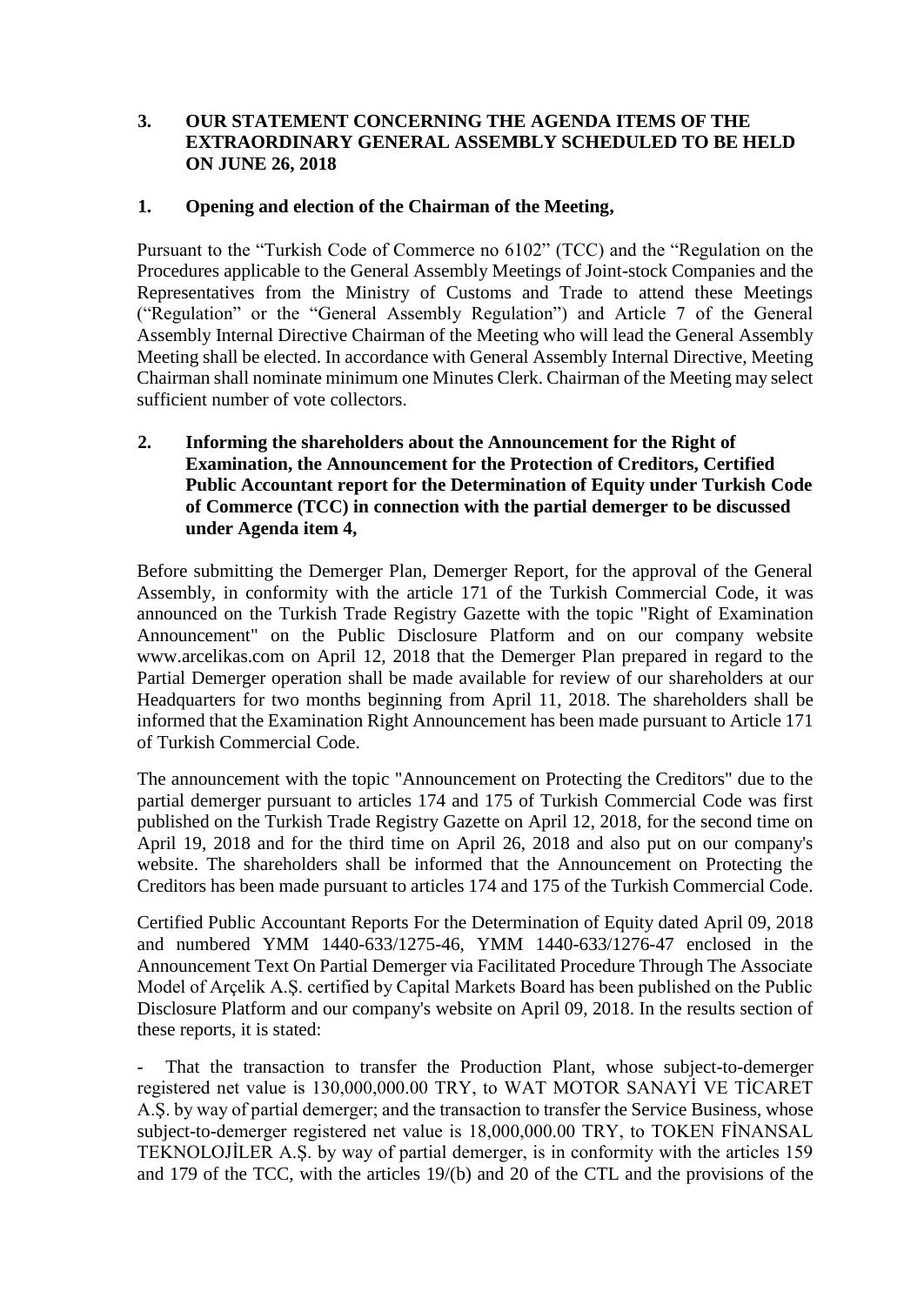## 3. OUR STATEMENT CONCERNING THE AGENDA ITEMS OF THE EXTRAORDINARY GENERAL ASSEMBLY SCHEDULED TO BE HELD ON JUNE 26, 2018

### 1. Opening and election of the Chairman of the Meeting,

Pursuant to the "Turkish Code of Commerce no 6102" (TCC) and the "Regulation on the Procedures applicable to the General Assembly Meetings of Joint-stock Companies and the Representatives from the Ministry of Customs and Trade to attend these Meetings ("Regulation" or the "General Assembly Regulation") and Article 7 of the General Assembly Internal Directive Chairman of the Meeting who will lead the General Assembly Meeting shall be elected. In accordance with General Assembly Internal Directive, Meeting Chairman shall nominate minimum one Minutes Clerk. Chairman of the Meeting may select sufficient number of vote collectors.

### 2. Informing the shareholders about the Announcement for the Right of Examination, the Announcement for the Protection of Creditors, Certified Public Accountant report for the Determination of Equity under Turkish Code of Commerce (TCC) in connection with the partial demerger to be discussed under Agenda item 4,

Before submitting the Demerger Plan, Demerger Report, for the approval of the General Assembly, in conformity with the article 171 of the Turkish Commercial Code, it was announced on the Turkish Trade Registry Gazette with the topic "Right of Examination Announcement" on the Public Disclosure Platform and on our company website www.arcelikas.com on April 12, 2018 that the Demerger Plan prepared in regard to the Partial Demerger operation shall be made available for review of our shareholders at our Headquarters for two months beginning from April 11, 2018. The shareholders shall be informed that the Examination Right Announcement has been made pursuant to Article 171 of Turkish Commercial Code.

The announcement with the topic "Announcement on Protecting the Creditors" due to the partial demerger pursuant to articles 174 and 175 of Turkish Commercial Code was first published on the Turkish Trade Registry Gazette on April 12, 2018, for the second time on April 19, 2018 and for the third time on April 26, 2018 and also put on our company's website. The shareholders shall be informed that the Announcement on Protecting the Creditors has been made pursuant to articles 174 and 175 of the Turkish Commercial Code.

Certified Public Accountant Reports For the Determination of Equity dated April 09, 2018 and numbered YMM 1440-633/1275-46, YMM 1440-633/1276-47 enclosed in the Announcement Text On Partial Demerger via Facilitated Procedure Through The Associate Model of Arçelik A.Ş. certified by Capital Markets Board has been published on the Public Disclosure Platform and our company's website on April 09, 2018. In the results section of these reports, it is stated:

- That the transaction to transfer the Production Plant, whose subject-to-demerger registered net value is 130,000,000.00 TRY, to WAT MOTOR SANAYİ VE TİCARET A.Ş. by way of partial demerger; and the transaction to transfer the Service Business, whose subject-to-demerger registered net value is 18,000,000.00 TRY, to TOKEN FİNANSAL TEKNOLOJİLER A.Ş. by way of partial demerger, is in conformity with the articles 159 and 179 of the TCC, with the articles 19/(b) and 20 of the CTL and the provisions of the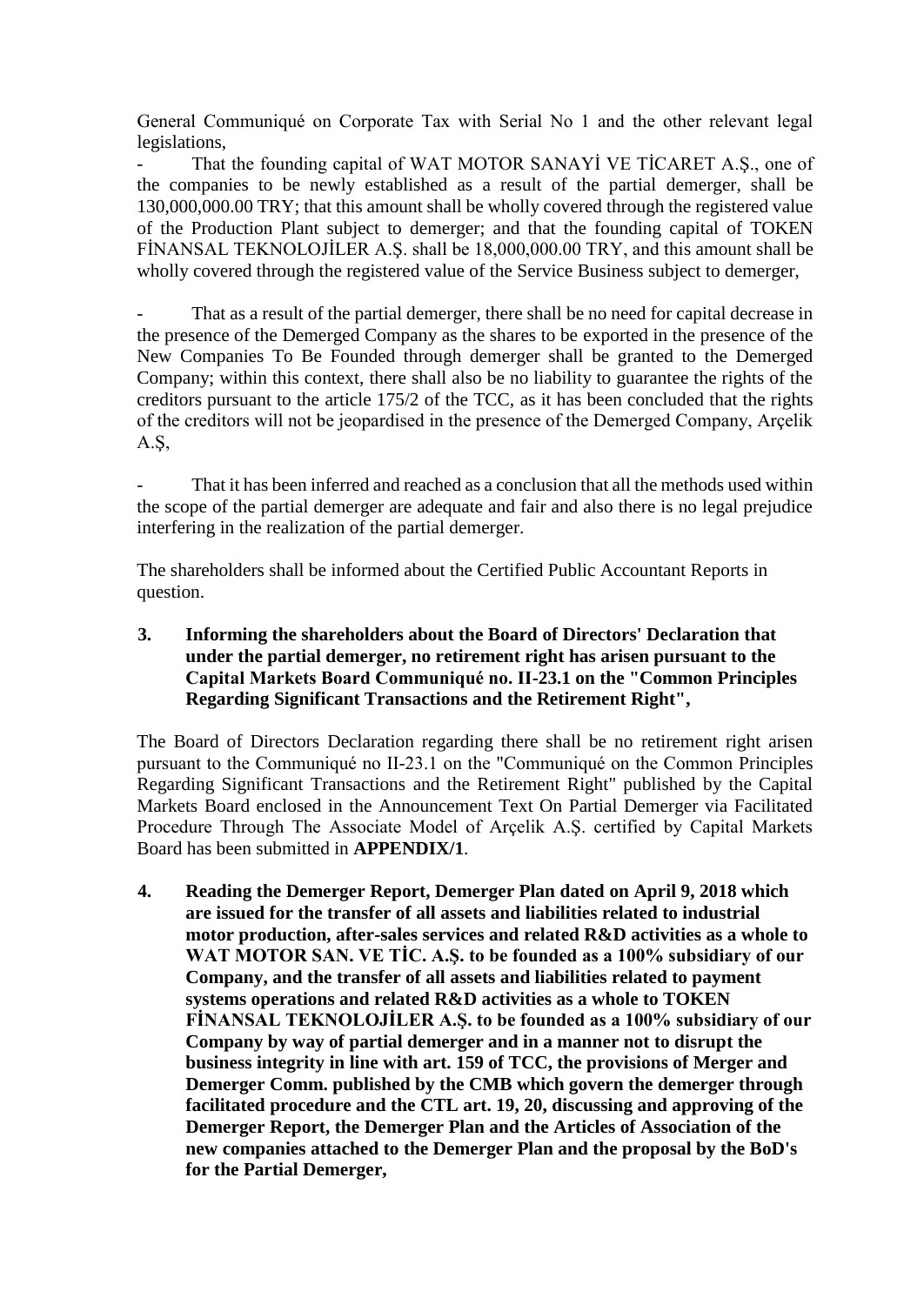General Communiqué on Corporate Tax with Serial No 1 and the other relevant legal legislations,

- That the founding capital of WAT MOTOR SANAYİ VE TİCARET A.Ş., one of the companies to be newly established as a result of the partial demerger, shall be 130,000,000.00 TRY; that this amount shall be wholly covered through the registered value of the Production Plant subject to demerger; and that the founding capital of TOKEN FİNANSAL TEKNOLOJİLER A.Ş. shall be 18,000,000.00 TRY, and this amount shall be wholly covered through the registered value of the Service Business subject to demerger,

- That as a result of the partial demerger, there shall be no need for capital decrease in the presence of the Demerged Company as the shares to be exported in the presence of the New Companies To Be Founded through demerger shall be granted to the Demerged Company; within this context, there shall also be no liability to guarantee the rights of the creditors pursuant to the article 175/2 of the TCC, as it has been concluded that the rights of the creditors will not be jeopardised in the presence of the Demerged Company, Arçelik A.Ş,

- That it has been inferred and reached as a conclusion that all the methods used within the scope of the partial demerger are adequate and fair and also there is no legal prejudice interfering in the realization of the partial demerger.

The shareholders shall be informed about the Certified Public Accountant Reports in question.

**3. Informing the shareholders about the Board of Directors' Declaration that under the partial demerger, no retirement right has arisen pursuant to the Capital Markets Board Communiqué no. II-23.1 on the "Common Principles Regarding Significant Transactions and the Retirement Right",**

The Board of Directors Declaration regarding there shall be no retirement right arisen pursuant to the Communiqué no II-23.1 on the "Communiqué on the Common Principles Regarding Significant Transactions and the Retirement Right" published by the Capital Markets Board enclosed in the Announcement Text On Partial Demerger via Facilitated Procedure Through The Associate Model of Arçelik A.Ş. certified by Capital Markets Board has been submitted in **APPENDIX/1**.

**4. Reading the Demerger Report, Demerger Plan dated on April 9, 2018 which are issued for the transfer of all assets and liabilities related to industrial motor production, after-sales services and related R&D activities as a whole to WAT MOTOR SAN. VE TİC. A.Ş. to be founded as a 100% subsidiary of our Company, and the transfer of all assets and liabilities related to payment systems operations and related R&D activities as a whole to TOKEN FİNANSAL TEKNOLOJİLER A.Ş. to be founded as a 100% subsidiary of our Company by way of partial demerger and in a manner not to disrupt the business integrity in line with art. 159 of TCC, the provisions of Merger and Demerger Comm. published by the CMB which govern the demerger through facilitated procedure and the CTL art. 19, 20, discussing and approving of the Demerger Report, the Demerger Plan and the Articles of Association of the new companies attached to the Demerger Plan and the proposal by the BoD's for the Partial Demerger,**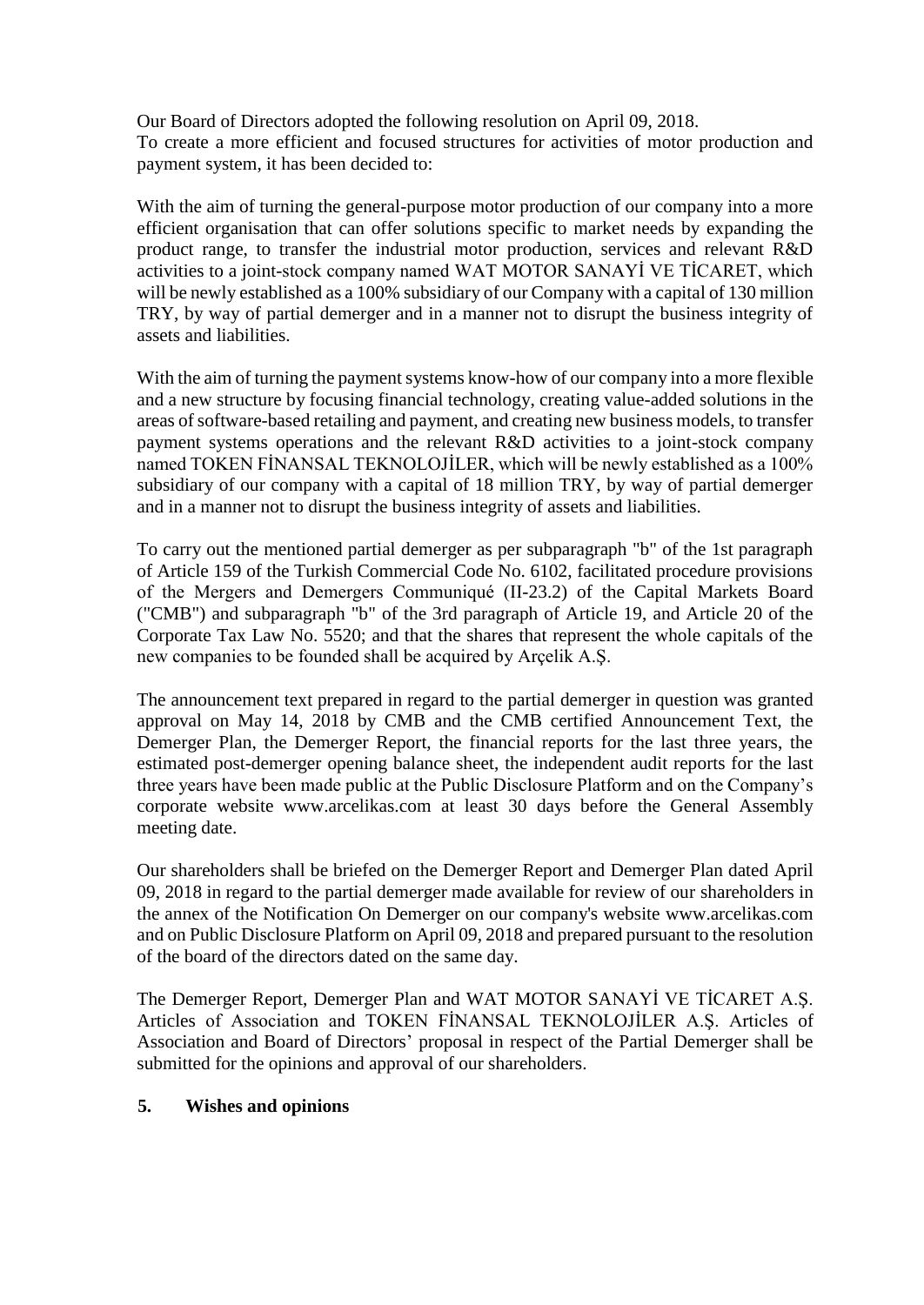Our Board of Directors adopted the following resolution on April 09, 2018.
To create a more efficient and focused structures for activities of motor production and payment system, it has been decided to:

With the aim of turning the general-purpose motor production of our company into a more efficient organisation that can offer solutions specific to market needs by expanding the product range, to transfer the industrial motor production, services and relevant R&D activities to a joint-stock company named WAT MOTOR SANAYİ VE TİCARET, which will be newly established as a 100% subsidiary of our Company with a capital of 130 million TRY, by way of partial demerger and in a manner not to disrupt the business integrity of assets and liabilities.

With the aim of turning the payment systems know-how of our company into a more flexible and a new structure by focusing financial technology, creating value-added solutions in the areas of software-based retailing and payment, and creating new business models, to transfer payment systems operations and the relevant R&D activities to a joint-stock company named TOKEN FİNANSAL TEKNOLOJİLER, which will be newly established as a 100% subsidiary of our company with a capital of 18 million TRY, by way of partial demerger and in a manner not to disrupt the business integrity of assets and liabilities.

To carry out the mentioned partial demerger as per subparagraph "b" of the 1st paragraph of Article 159 of the Turkish Commercial Code No. 6102, facilitated procedure provisions of the Mergers and Demergers Communiqué (II-23.2) of the Capital Markets Board ("CMB") and subparagraph "b" of the 3rd paragraph of Article 19, and Article 20 of the Corporate Tax Law No. 5520; and that the shares that represent the whole capitals of the new companies to be founded shall be acquired by Arçelik A.Ş.

The announcement text prepared in regard to the partial demerger in question was granted approval on May 14, 2018 by CMB and the CMB certified Announcement Text, the Demerger Plan, the Demerger Report, the financial reports for the last three years, the estimated post-demerger opening balance sheet, the independent audit reports for the last three years have been made public at the Public Disclosure Platform and on the Company's corporate website www.arcelikas.com at least 30 days before the General Assembly meeting date.

Our shareholders shall be briefed on the Demerger Report and Demerger Plan dated April 09, 2018 in regard to the partial demerger made available for review of our shareholders in the annex of the Notification On Demerger on our company's website www.arcelikas.com and on Public Disclosure Platform on April 09, 2018 and prepared pursuant to the resolution of the board of the directors dated on the same day.

The Demerger Report, Demerger Plan and WAT MOTOR SANAYİ VE TİCARET A.Ş. Articles of Association and TOKEN FİNANSAL TEKNOLOJİLER A.Ş. Articles of Association and Board of Directors' proposal in respect of the Partial Demerger shall be submitted for the opinions and approval of our shareholders.

## 5. Wishes and opinions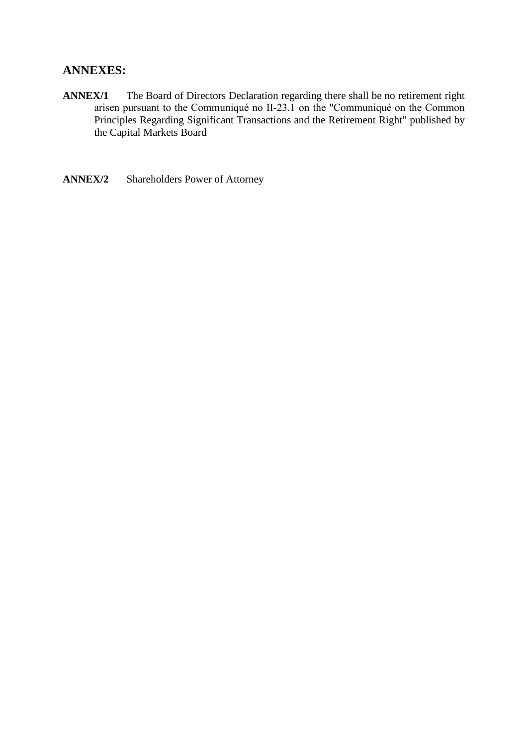## ANNEXES:

**ANNEX/1** The Board of Directors Declaration regarding there shall be no retirement right arisen pursuant to the Communiqué no II-23.1 on the "Communiqué on the Common Principles Regarding Significant Transactions and the Retirement Right" published by the Capital Markets Board

**ANNEX/2** Shareholders Power of Attorney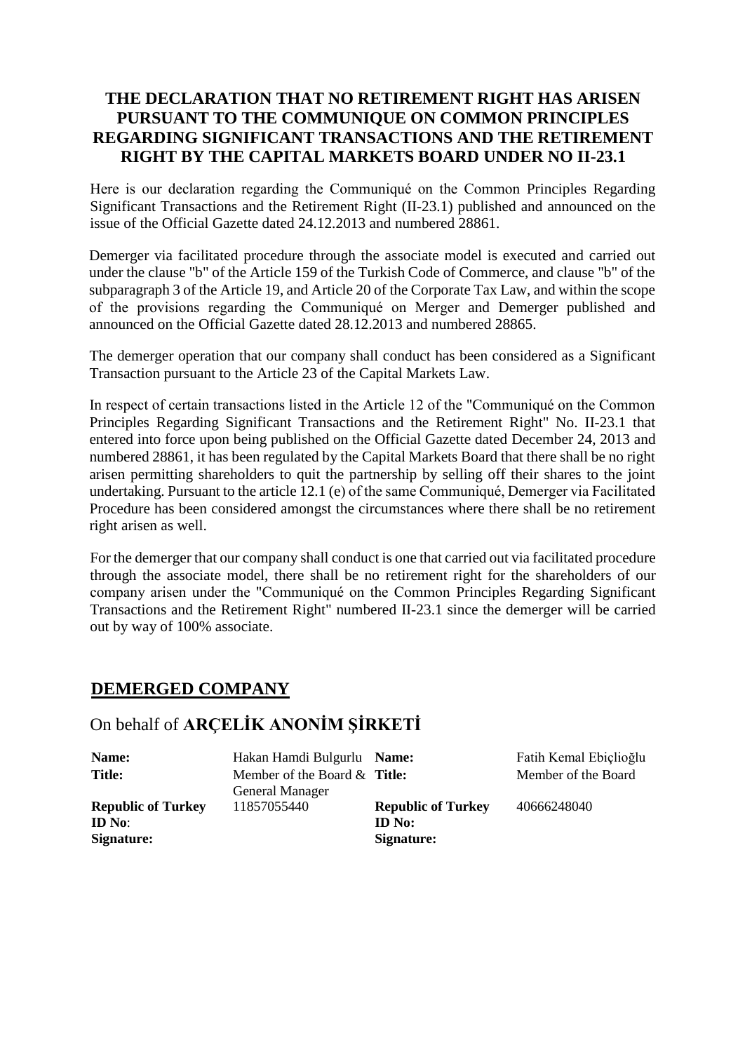# THE DECLARATION THAT NO RETIREMENT RIGHT HAS ARISEN PURSUANT TO THE COMMUNIQUE ON COMMON PRINCIPLES REGARDING SIGNIFICANT TRANSACTIONS AND THE RETIREMENT RIGHT BY THE CAPITAL MARKETS BOARD UNDER NO II-23.1

Here is our declaration regarding the Communiqué on the Common Principles Regarding Significant Transactions and the Retirement Right (II-23.1) published and announced on the issue of the Official Gazette dated 24.12.2013 and numbered 28861.

Demerger via facilitated procedure through the associate model is executed and carried out under the clause "b" of the Article 159 of the Turkish Code of Commerce, and clause "b" of the subparagraph 3 of the Article 19, and Article 20 of the Corporate Tax Law, and within the scope of the provisions regarding the Communiqué on Merger and Demerger published and announced on the Official Gazette dated 28.12.2013 and numbered 28865.

The demerger operation that our company shall conduct has been considered as a Significant Transaction pursuant to the Article 23 of the Capital Markets Law.

In respect of certain transactions listed in the Article 12 of the "Communiqué on the Common Principles Regarding Significant Transactions and the Retirement Right" No. II-23.1 that entered into force upon being published on the Official Gazette dated December 24, 2013 and numbered 28861, it has been regulated by the Capital Markets Board that there shall be no right arisen permitting shareholders to quit the partnership by selling off their shares to the joint undertaking. Pursuant to the article 12.1 (e) of the same Communiqué, Demerger via Facilitated Procedure has been considered amongst the circumstances where there shall be no retirement right arisen as well.

For the demerger that our company shall conduct is one that carried out via facilitated procedure through the associate model, there shall be no retirement right for the shareholders of our company arisen under the "Communiqué on the Common Principles Regarding Significant Transactions and the Retirement Right" numbered II-23.1 since the demerger will be carried out by way of 100% associate.

## DEMERGED COMPANY

On behalf of **ARÇELİK ANONİM ŞİRKETİ**

| | | | |
|---|---|---|---|
| **Name:** | Hakan Hamdi Bulgurlu | **Name:** | Fatih Kemal Ebiçlioğlu |
| **Title:** | Member of the Board & General Manager | **Title:** | Member of the Board |
| **Republic of Turkey ID No**: | 11857055440 | **Republic of Turkey ID No:** | 40666248040 |
| **Signature:** | | **Signature:** | |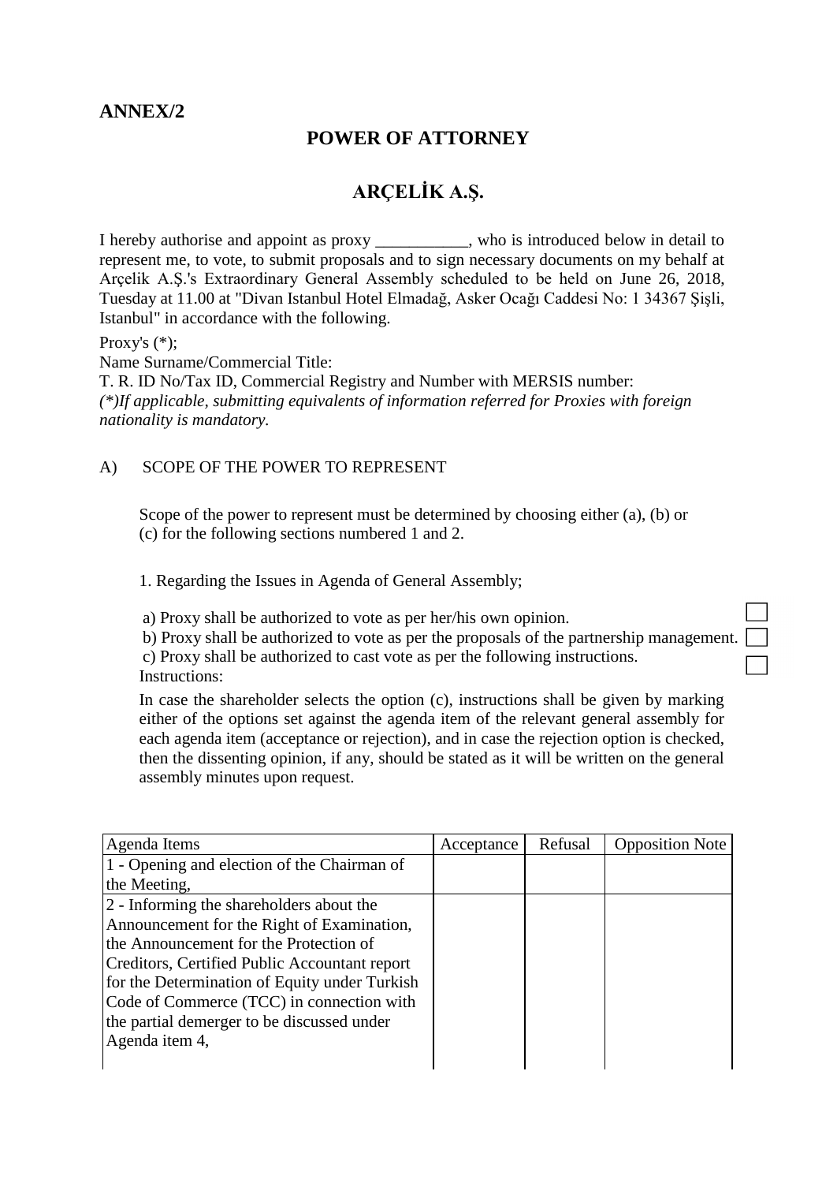**ANNEX/2**

## POWER OF ATTORNEY

## ARÇELİK A.Ş.

I hereby authorise and appoint as proxy ___________, who is introduced below in detail to represent me, to vote, to submit proposals and to sign necessary documents on my behalf at Arçelik A.Ş.'s Extraordinary General Assembly scheduled to be held on June 26, 2018, Tuesday at 11.00 at "Divan Istanbul Hotel Elmadağ, Asker Ocağı Caddesi No: 1 34367 Şişli, Istanbul" in accordance with the following.

Proxy's (*);
Name Surname/Commercial Title:
T. R. ID No/Tax ID, Commercial Registry and Number with MERSIS number:
*(*)If applicable, submitting equivalents of information referred for Proxies with foreign nationality is mandatory.*

A) SCOPE OF THE POWER TO REPRESENT

Scope of the power to represent must be determined by choosing either (a), (b) or (c) for the following sections numbered 1 and 2.

1. Regarding the Issues in Agenda of General Assembly;

a) Proxy shall be authorized to vote as per her/his own opinion. ☐
b) Proxy shall be authorized to vote as per the proposals of the partnership management. ☐
c) Proxy shall be authorized to cast vote as per the following instructions. ☐
Instructions:

In case the shareholder selects the option (c), instructions shall be given by marking either of the options set against the agenda item of the relevant general assembly for each agenda item (acceptance or rejection), and in case the rejection option is checked, then the dissenting opinion, if any, should be stated as it will be written on the general assembly minutes upon request.

| Agenda Items | Acceptance | Refusal | Opposition Note |
|---|---|---|---|
| 1 - Opening and election of the Chairman of the Meeting, | | | |
| 2 - Informing the shareholders about the Announcement for the Right of Examination, the Announcement for the Protection of Creditors, Certified Public Accountant report for the Determination of Equity under Turkish Code of Commerce (TCC) in connection with the partial demerger to be discussed under Agenda item 4, | | | |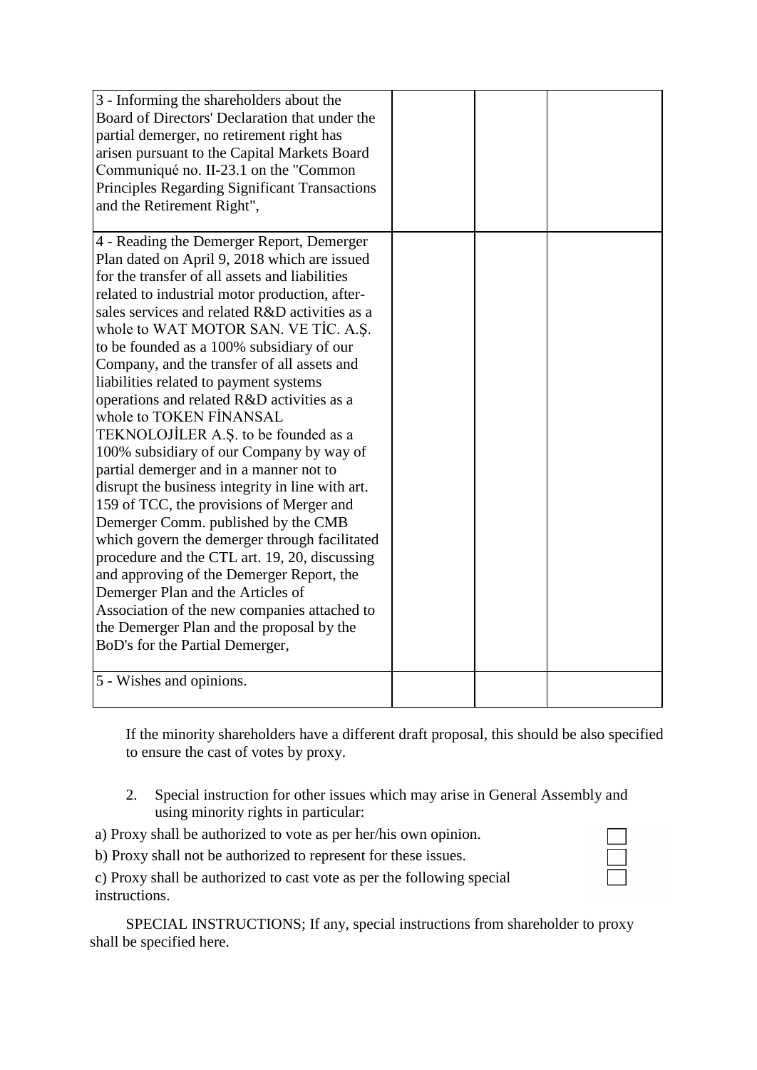| | | | |
|---|---|---|---|
| 3 - Informing the shareholders about the Board of Directors' Declaration that under the partial demerger, no retirement right has arisen pursuant to the Capital Markets Board Communiqué no. II-23.1 on the "Common Principles Regarding Significant Transactions and the Retirement Right", | | | |
| 4 - Reading the Demerger Report, Demerger Plan dated on April 9, 2018 which are issued for the transfer of all assets and liabilities related to industrial motor production, after-sales services and related R&D activities as a whole to WAT MOTOR SAN. VE TİC. A.Ş. to be founded as a 100% subsidiary of our Company, and the transfer of all assets and liabilities related to payment systems operations and related R&D activities as a whole to TOKEN FİNANSAL TEKNOLOJİLER A.Ş. to be founded as a 100% subsidiary of our Company by way of partial demerger and in a manner not to disrupt the business integrity in line with art. 159 of TCC, the provisions of Merger and Demerger Comm. published by the CMB which govern the demerger through facilitated procedure and the CTL art. 19, 20, discussing and approving of the Demerger Report, the Demerger Plan and the Articles of Association of the new companies attached to the Demerger Plan and the proposal by the BoD's for the Partial Demerger, | | | |
| 5 - Wishes and opinions. | | | |

If the minority shareholders have a different draft proposal, this should be also specified to ensure the cast of votes by proxy.

2. Special instruction for other issues which may arise in General Assembly and using minority rights in particular:

a) Proxy shall be authorized to vote as per her/his own opinion. ☐

b) Proxy shall not be authorized to represent for these issues. ☐

c) Proxy shall be authorized to cast vote as per the following special instructions. ☐

SPECIAL INSTRUCTIONS; If any, special instructions from shareholder to proxy shall be specified here.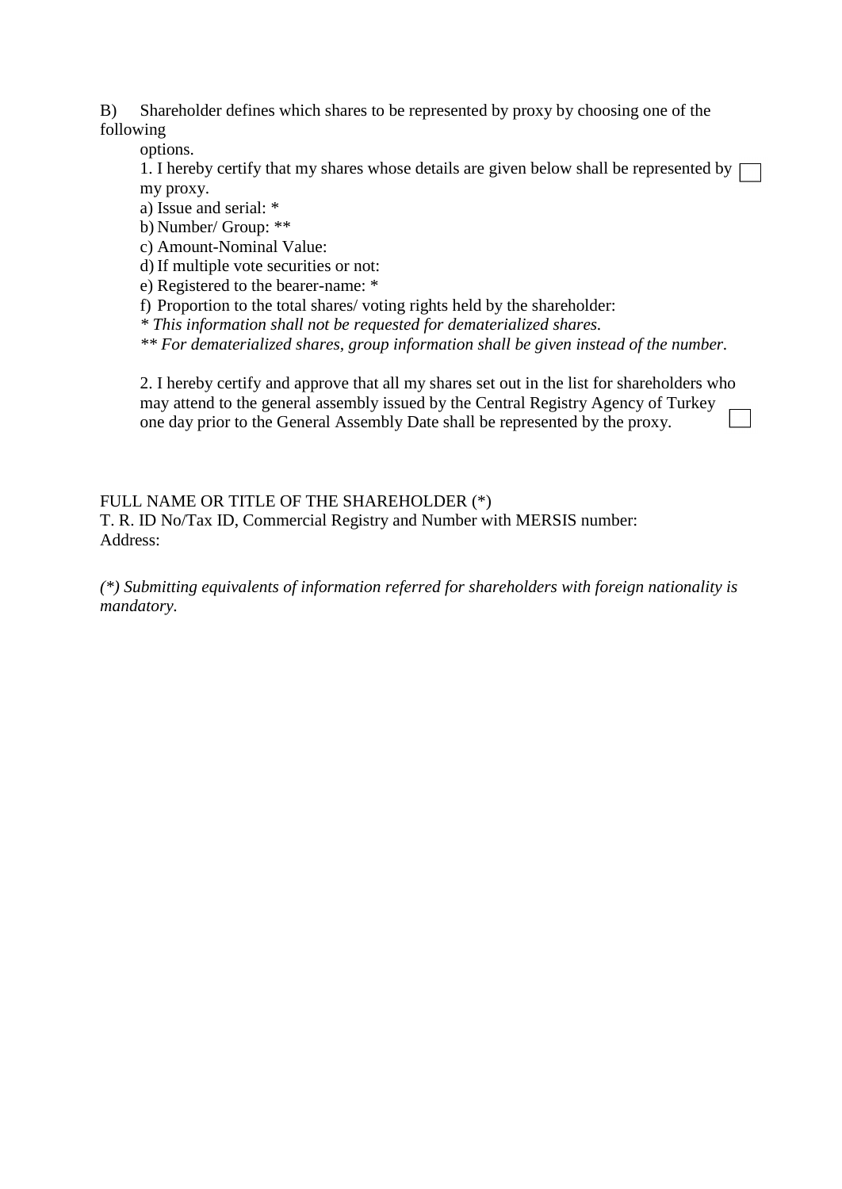B) Shareholder defines which shares to be represented by proxy by choosing one of the following options.

1. I hereby certify that my shares whose details are given below shall be represented by my proxy. ☐

a) Issue and serial: *

b) Number/ Group: **

c) Amount-Nominal Value:

d) If multiple vote securities or not:

e) Registered to the bearer-name: *

f) Proportion to the total shares/ voting rights held by the shareholder:

*\* This information shall not be requested for dematerialized shares.*

*\*\* For dematerialized shares, group information shall be given instead of the number.*

2. I hereby certify and approve that all my shares set out in the list for shareholders who may attend to the general assembly issued by the Central Registry Agency of Turkey one day prior to the General Assembly Date shall be represented by the proxy. ☐

FULL NAME OR TITLE OF THE SHAREHOLDER (*)

T. R. ID No/Tax ID, Commercial Registry and Number with MERSIS number:

Address:

*(\*) Submitting equivalents of information referred for shareholders with foreign nationality is mandatory.*